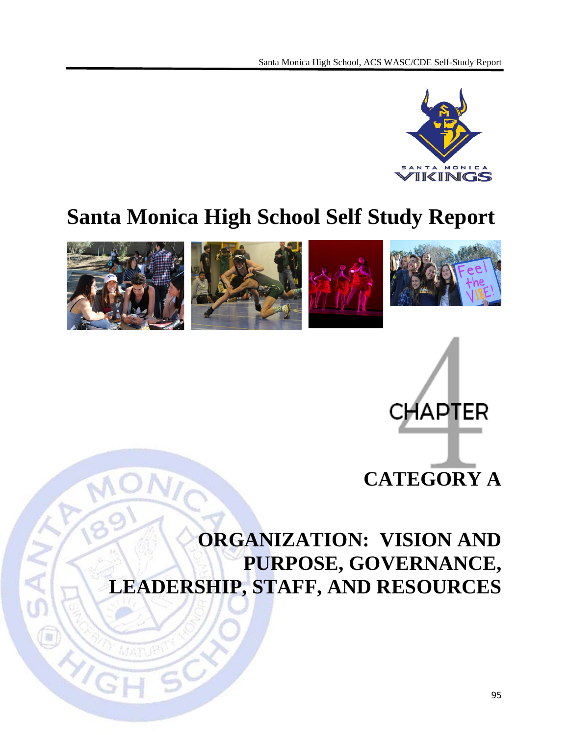# Santa Monica High School Self Study Report

CHAPTER 4

## CATEGORY A

## ORGANIZATION: VISION AND PURPOSE, GOVERNANCE, LEADERSHIP, STAFF, AND RESOURCES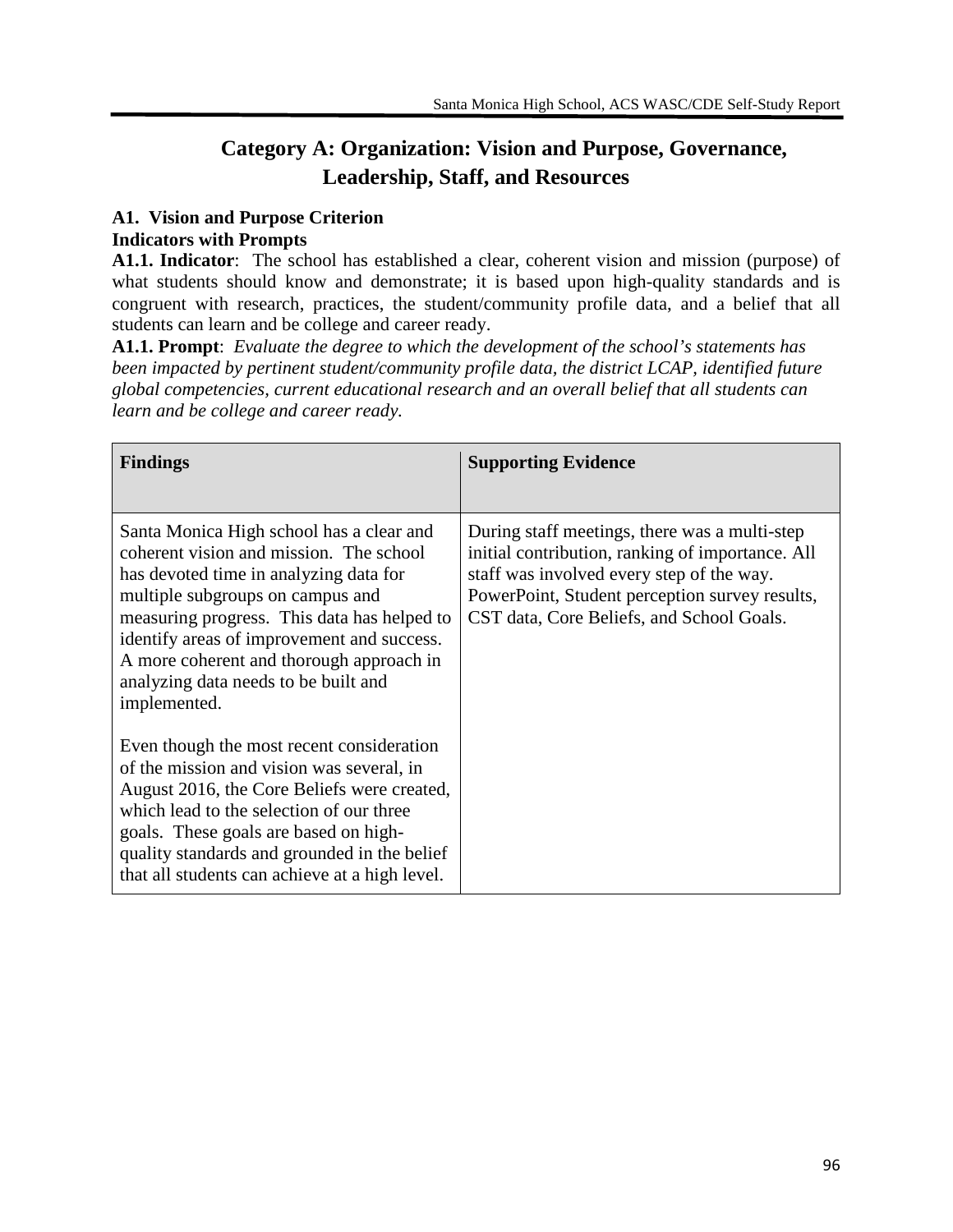# Category A: Organization: Vision and Purpose, Governance, Leadership, Staff, and Resources

**A1. Vision and Purpose Criterion**
**Indicators with Prompts**

**A1.1. Indicator**: The school has established a clear, coherent vision and mission (purpose) of what students should know and demonstrate; it is based upon high-quality standards and is congruent with research, practices, the student/community profile data, and a belief that all students can learn and be college and career ready.

**A1.1. Prompt**: *Evaluate the degree to which the development of the school's statements has been impacted by pertinent student/community profile data, the district LCAP, identified future global competencies, current educational research and an overall belief that all students can learn and be college and career ready.*

| Findings | Supporting Evidence |
|---|---|
| Santa Monica High school has a clear and coherent vision and mission. The school has devoted time in analyzing data for multiple subgroups on campus and measuring progress. This data has helped to identify areas of improvement and success. A more coherent and thorough approach in analyzing data needs to be built and implemented.<br><br>Even though the most recent consideration of the mission and vision was several, in August 2016, the Core Beliefs were created, which lead to the selection of our three goals. These goals are based on high-quality standards and grounded in the belief that all students can achieve at a high level. | During staff meetings, there was a multi-step initial contribution, ranking of importance. All staff was involved every step of the way. PowerPoint, Student perception survey results, CST data, Core Beliefs, and School Goals. |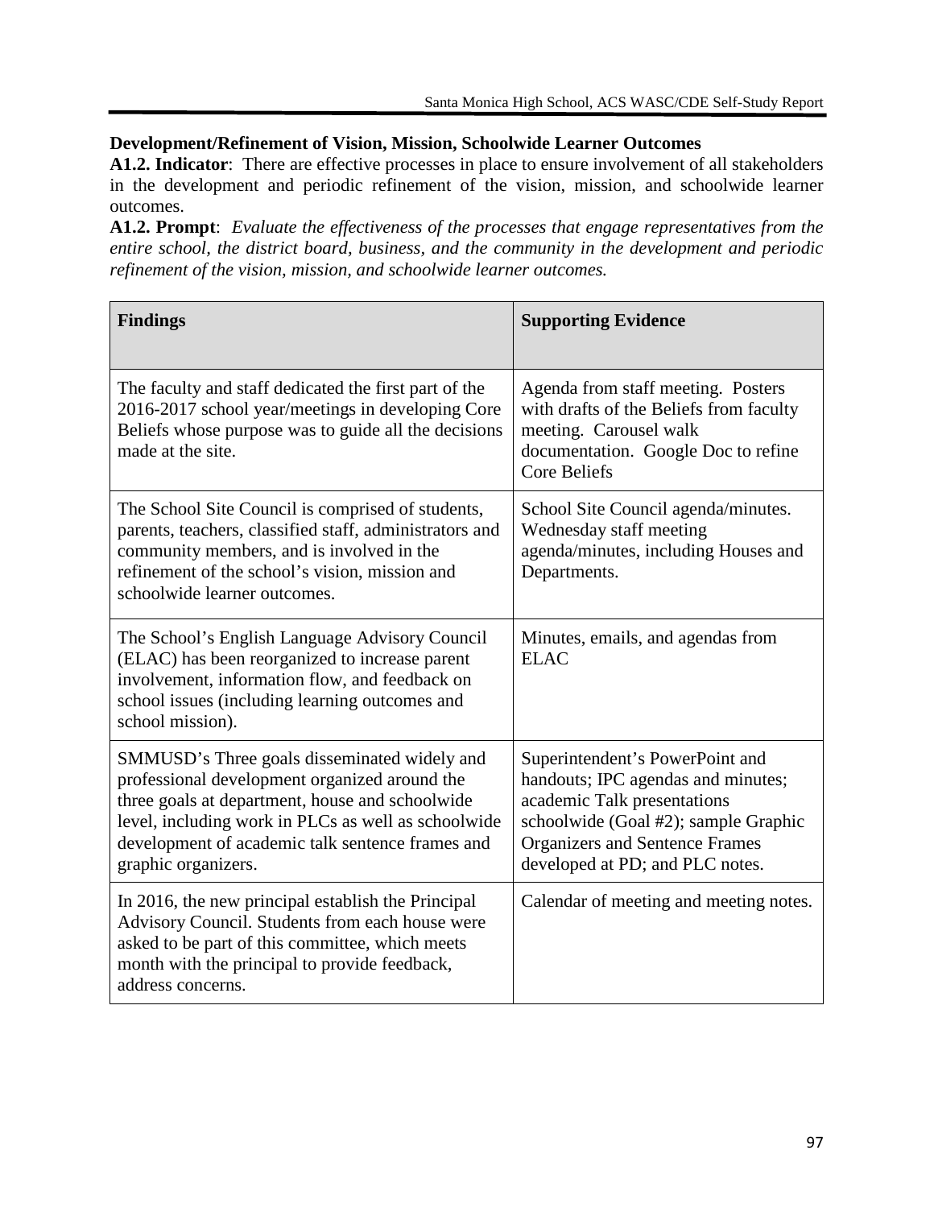**Development/Refinement of Vision, Mission, Schoolwide Learner Outcomes**

**A1.2. Indicator**: There are effective processes in place to ensure involvement of all stakeholders in the development and periodic refinement of the vision, mission, and schoolwide learner outcomes.

**A1.2. Prompt**: *Evaluate the effectiveness of the processes that engage representatives from the entire school, the district board, business, and the community in the development and periodic refinement of the vision, mission, and schoolwide learner outcomes.*

| **Findings** | **Supporting Evidence** |
|---|---|
| The faculty and staff dedicated the first part of the 2016-2017 school year/meetings in developing Core Beliefs whose purpose was to guide all the decisions made at the site. | Agenda from staff meeting. Posters with drafts of the Beliefs from faculty meeting. Carousel walk documentation. Google Doc to refine Core Beliefs |
| The School Site Council is comprised of students, parents, teachers, classified staff, administrators and community members, and is involved in the refinement of the school's vision, mission and schoolwide learner outcomes. | School Site Council agenda/minutes. Wednesday staff meeting agenda/minutes, including Houses and Departments. |
| The School's English Language Advisory Council (ELAC) has been reorganized to increase parent involvement, information flow, and feedback on school issues (including learning outcomes and school mission). | Minutes, emails, and agendas from ELAC |
| SMMUSD's Three goals disseminated widely and professional development organized around the three goals at department, house and schoolwide level, including work in PLCs as well as schoolwide development of academic talk sentence frames and graphic organizers. | Superintendent's PowerPoint and handouts; IPC agendas and minutes; academic Talk presentations schoolwide (Goal #2); sample Graphic Organizers and Sentence Frames developed at PD; and PLC notes. |
| In 2016, the new principal establish the Principal Advisory Council. Students from each house were asked to be part of this committee, which meets month with the principal to provide feedback, address concerns. | Calendar of meeting and meeting notes. |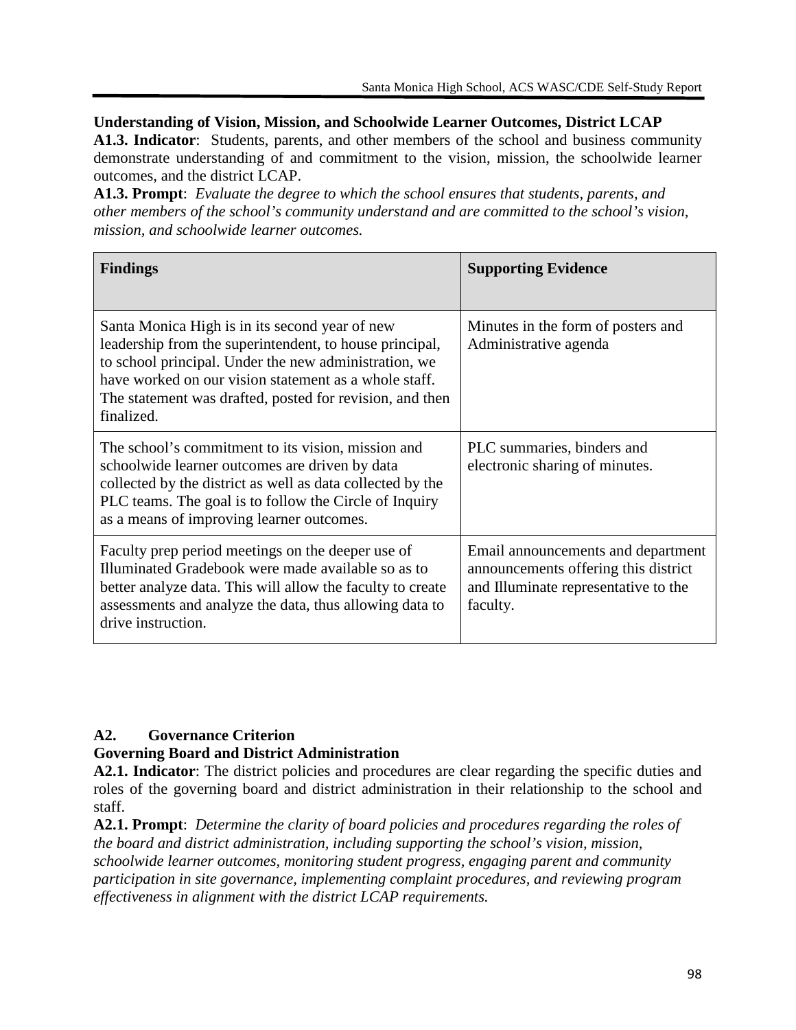**Understanding of Vision, Mission, and Schoolwide Learner Outcomes, District LCAP**

**A1.3. Indicator**: Students, parents, and other members of the school and business community demonstrate understanding of and commitment to the vision, mission, the schoolwide learner outcomes, and the district LCAP.

**A1.3. Prompt**: *Evaluate the degree to which the school ensures that students, parents, and other members of the school's community understand and are committed to the school's vision, mission, and schoolwide learner outcomes.*

| Findings | Supporting Evidence |
| --- | --- |
| Santa Monica High is in its second year of new leadership from the superintendent, to house principal, to school principal. Under the new administration, we have worked on our vision statement as a whole staff. The statement was drafted, posted for revision, and then finalized. | Minutes in the form of posters and Administrative agenda |
| The school's commitment to its vision, mission and schoolwide learner outcomes are driven by data collected by the district as well as data collected by the PLC teams. The goal is to follow the Circle of Inquiry as a means of improving learner outcomes. | PLC summaries, binders and electronic sharing of minutes. |
| Faculty prep period meetings on the deeper use of Illuminated Gradebook were made available so as to better analyze data. This will allow the faculty to create assessments and analyze the data, thus allowing data to drive instruction. | Email announcements and department announcements offering this district and Illuminate representative to the faculty. |

## A2. Governance Criterion

**Governing Board and District Administration**

**A2.1. Indicator**: The district policies and procedures are clear regarding the specific duties and roles of the governing board and district administration in their relationship to the school and staff.

**A2.1. Prompt**: *Determine the clarity of board policies and procedures regarding the roles of the board and district administration, including supporting the school's vision, mission, schoolwide learner outcomes, monitoring student progress, engaging parent and community participation in site governance, implementing complaint procedures, and reviewing program effectiveness in alignment with the district LCAP requirements.*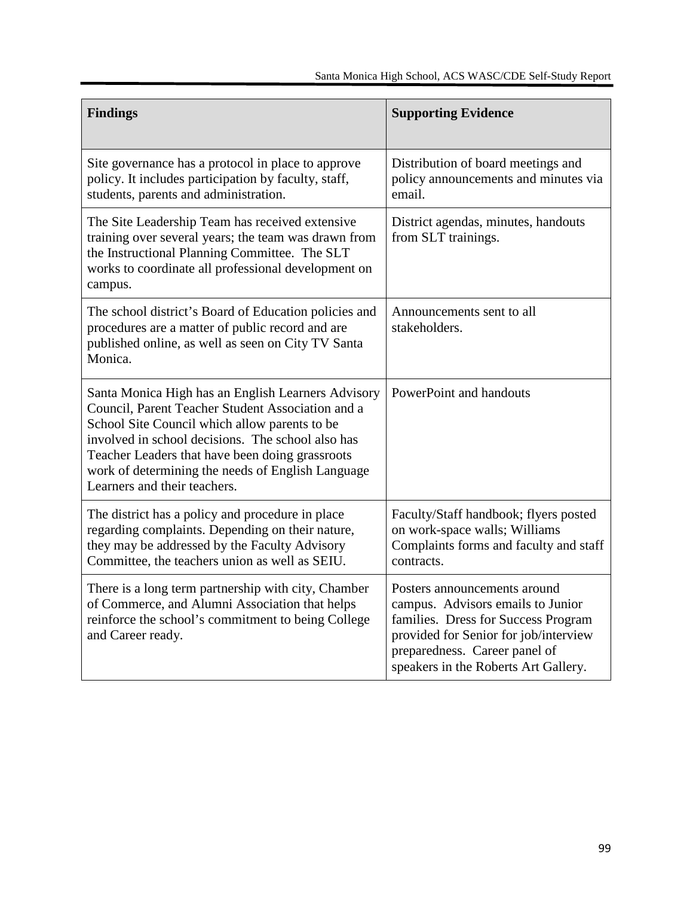| Findings | Supporting Evidence |
|---|---|
| Site governance has a protocol in place to approve policy. It includes participation by faculty, staff, students, parents and administration. | Distribution of board meetings and policy announcements and minutes via email. |
| The Site Leadership Team has received extensive training over several years; the team was drawn from the Instructional Planning Committee. The SLT works to coordinate all professional development on campus. | District agendas, minutes, handouts from SLT trainings. |
| The school district's Board of Education policies and procedures are a matter of public record and are published online, as well as seen on City TV Santa Monica. | Announcements sent to all stakeholders. |
| Santa Monica High has an English Learners Advisory Council, Parent Teacher Student Association and a School Site Council which allow parents to be involved in school decisions. The school also has Teacher Leaders that have been doing grassroots work of determining the needs of English Language Learners and their teachers. | PowerPoint and handouts |
| The district has a policy and procedure in place regarding complaints. Depending on their nature, they may be addressed by the Faculty Advisory Committee, the teachers union as well as SEIU. | Faculty/Staff handbook; flyers posted on work-space walls; Williams Complaints forms and faculty and staff contracts. |
| There is a long term partnership with city, Chamber of Commerce, and Alumni Association that helps reinforce the school's commitment to being College and Career ready. | Posters announcements around campus. Advisors emails to Junior families. Dress for Success Program provided for Senior for job/interview preparedness. Career panel of speakers in the Roberts Art Gallery. |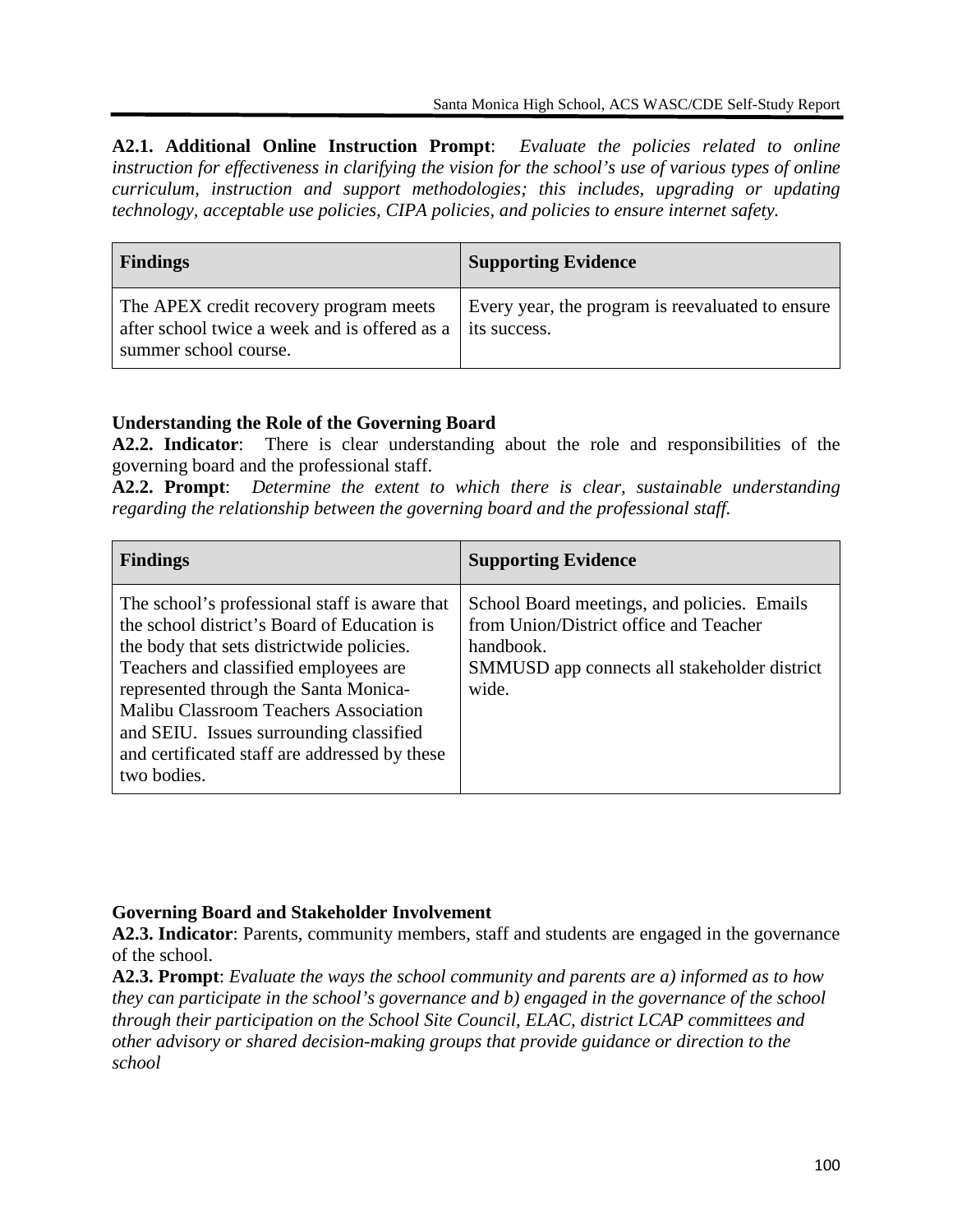**A2.1. Additional Online Instruction Prompt**: *Evaluate the policies related to online instruction for effectiveness in clarifying the vision for the school's use of various types of online curriculum, instruction and support methodologies; this includes, upgrading or updating technology, acceptable use policies, CIPA policies, and policies to ensure internet safety.*

| Findings | Supporting Evidence |
|---|---|
| The APEX credit recovery program meets after school twice a week and is offered as a summer school course. | Every year, the program is reevaluated to ensure its success. |

### Understanding the Role of the Governing Board

**A2.2. Indicator**: There is clear understanding about the role and responsibilities of the governing board and the professional staff.

**A2.2. Prompt**: *Determine the extent to which there is clear, sustainable understanding regarding the relationship between the governing board and the professional staff.*

| Findings | Supporting Evidence |
|---|---|
| The school's professional staff is aware that the school district's Board of Education is the body that sets districtwide policies. Teachers and classified employees are represented through the Santa Monica-Malibu Classroom Teachers Association and SEIU. Issues surrounding classified and certificated staff are addressed by these two bodies. | School Board meetings, and policies. Emails from Union/District office and Teacher handbook.<br>SMMUSD app connects all stakeholder district wide. |

### Governing Board and Stakeholder Involvement

**A2.3. Indicator**: Parents, community members, staff and students are engaged in the governance of the school.

**A2.3. Prompt**: *Evaluate the ways the school community and parents are a) informed as to how they can participate in the school's governance and b) engaged in the governance of the school through their participation on the School Site Council, ELAC, district LCAP committees and other advisory or shared decision-making groups that provide guidance or direction to the school*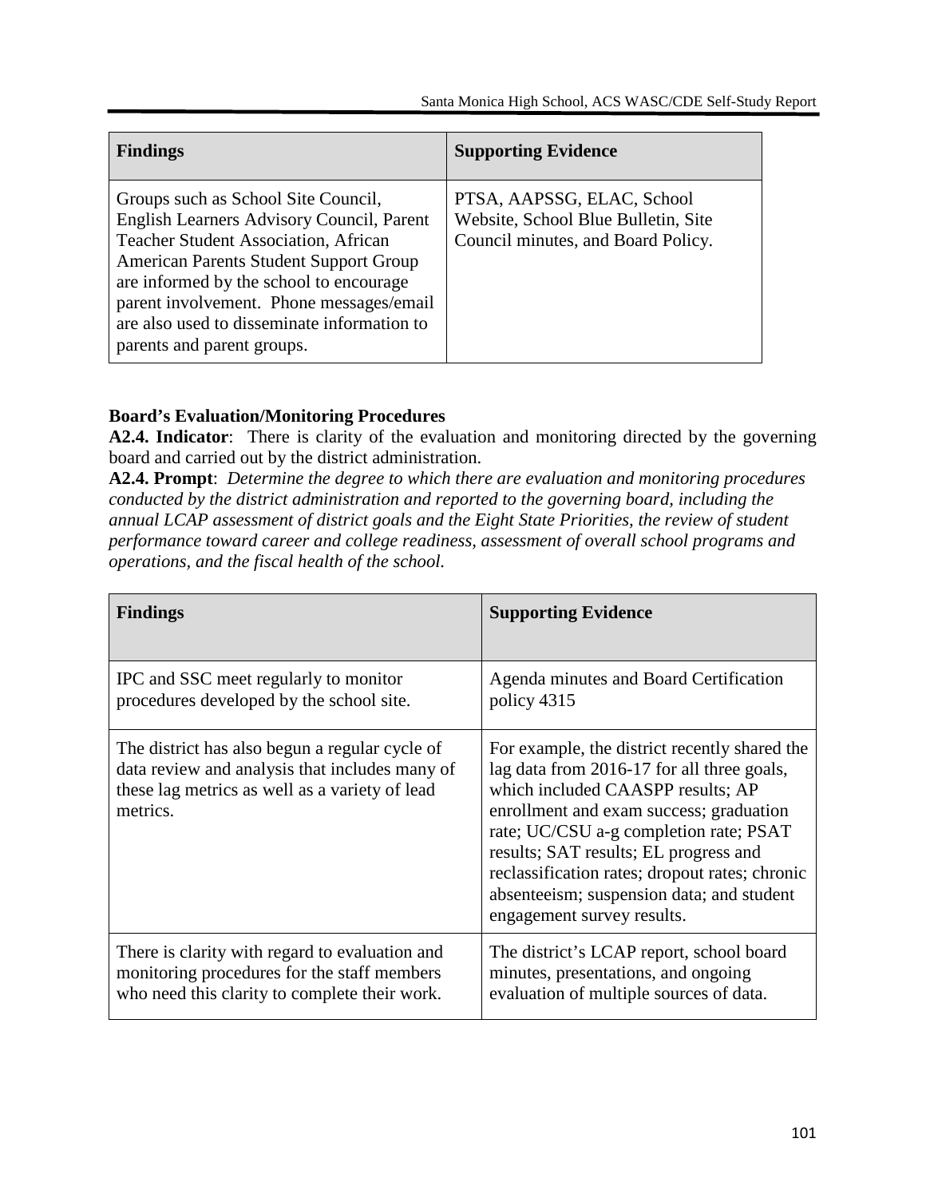| Findings | Supporting Evidence |
| --- | --- |
| Groups such as School Site Council, English Learners Advisory Council, Parent Teacher Student Association, African American Parents Student Support Group are informed by the school to encourage parent involvement. Phone messages/email are also used to disseminate information to parents and parent groups. | PTSA, AAPSSG, ELAC, School Website, School Blue Bulletin, Site Council minutes, and Board Policy. |

**Board's Evaluation/Monitoring Procedures**

**A2.4. Indicator**: There is clarity of the evaluation and monitoring directed by the governing board and carried out by the district administration.

**A2.4. Prompt**: *Determine the degree to which there are evaluation and monitoring procedures conducted by the district administration and reported to the governing board, including the annual LCAP assessment of district goals and the Eight State Priorities, the review of student performance toward career and college readiness, assessment of overall school programs and operations, and the fiscal health of the school.*

| Findings | Supporting Evidence |
| --- | --- |
| IPC and SSC meet regularly to monitor procedures developed by the school site. | Agenda minutes and Board Certification policy 4315 |
| The district has also begun a regular cycle of data review and analysis that includes many of these lag metrics as well as a variety of lead metrics. | For example, the district recently shared the lag data from 2016-17 for all three goals, which included CAASPP results; AP enrollment and exam success; graduation rate; UC/CSU a-g completion rate; PSAT results; SAT results; EL progress and reclassification rates; dropout rates; chronic absenteeism; suspension data; and student engagement survey results. |
| There is clarity with regard to evaluation and monitoring procedures for the staff members who need this clarity to complete their work. | The district's LCAP report, school board minutes, presentations, and ongoing evaluation of multiple sources of data. |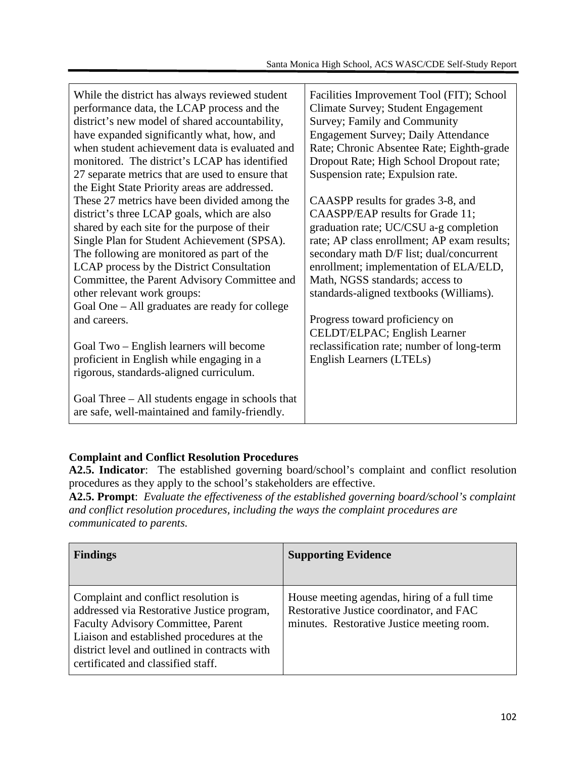| | |
|---|---|
| While the district has always reviewed student performance data, the LCAP process and the district's new model of shared accountability, have expanded significantly what, how, and when student achievement data is evaluated and monitored. The district's LCAP has identified 27 separate metrics that are used to ensure that the Eight State Priority areas are addressed. These 27 metrics have been divided among the district's three LCAP goals, which are also shared by each site for the purpose of their Single Plan for Student Achievement (SPSA). The following are monitored as part of the LCAP process by the District Consultation Committee, the Parent Advisory Committee and other relevant work groups:<br>Goal One – All graduates are ready for college and careers.<br><br>Goal Two – English learners will become proficient in English while engaging in a rigorous, standards-aligned curriculum.<br><br>Goal Three – All students engage in schools that are safe, well-maintained and family-friendly. | Facilities Improvement Tool (FIT); School Climate Survey; Student Engagement Survey; Family and Community Engagement Survey; Daily Attendance Rate; Chronic Absentee Rate; Eighth-grade Dropout Rate; High School Dropout rate; Suspension rate; Expulsion rate.<br><br>CAASPP results for grades 3-8, and CAASPP/EAP results for Grade 11; graduation rate; UC/CSU a-g completion rate; AP class enrollment; AP exam results; secondary math D/F list; dual/concurrent enrollment; implementation of ELA/ELD, Math, NGSS standards; access to standards-aligned textbooks (Williams).<br><br>Progress toward proficiency on CELDT/ELPAC; English Learner reclassification rate; number of long-term English Learners (LTELs) |

**Complaint and Conflict Resolution Procedures**

**A2.5. Indicator**: The established governing board/school's complaint and conflict resolution procedures as they apply to the school's stakeholders are effective.

**A2.5. Prompt**: *Evaluate the effectiveness of the established governing board/school's complaint and conflict resolution procedures, including the ways the complaint procedures are communicated to parents.*

| **Findings** | **Supporting Evidence** |
|---|---|
| Complaint and conflict resolution is addressed via Restorative Justice program, Faculty Advisory Committee, Parent Liaison and established procedures at the district level and outlined in contracts with certificated and classified staff. | House meeting agendas, hiring of a full time Restorative Justice coordinator, and FAC minutes. Restorative Justice meeting room. |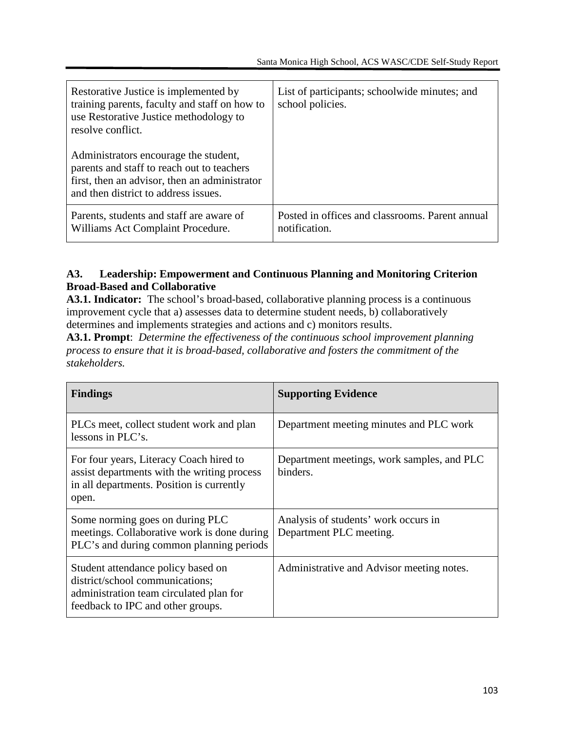| | |
|---|---|
| Restorative Justice is implemented by training parents, faculty and staff on how to use Restorative Justice methodology to resolve conflict.<br><br>Administrators encourage the student, parents and staff to reach out to teachers first, then an advisor, then an administrator and then district to address issues. | List of participants; schoolwide minutes; and school policies. |
| Parents, students and staff are aware of Williams Act Complaint Procedure. | Posted in offices and classrooms. Parent annual notification. |

**A3. Leadership: Empowerment and Continuous Planning and Monitoring Criterion Broad-Based and Collaborative**

**A3.1. Indicator:** The school's broad-based, collaborative planning process is a continuous improvement cycle that a) assesses data to determine student needs, b) collaboratively determines and implements strategies and actions and c) monitors results.

**A3.1. Prompt**: *Determine the effectiveness of the continuous school improvement planning process to ensure that it is broad-based, collaborative and fosters the commitment of the stakeholders.*

| Findings | Supporting Evidence |
|---|---|
| PLCs meet, collect student work and plan lessons in PLC's. | Department meeting minutes and PLC work |
| For four years, Literacy Coach hired to assist departments with the writing process in all departments. Position is currently open. | Department meetings, work samples, and PLC binders. |
| Some norming goes on during PLC meetings. Collaborative work is done during PLC's and during common planning periods | Analysis of students' work occurs in Department PLC meeting. |
| Student attendance policy based on district/school communications; administration team circulated plan for feedback to IPC and other groups. | Administrative and Advisor meeting notes. |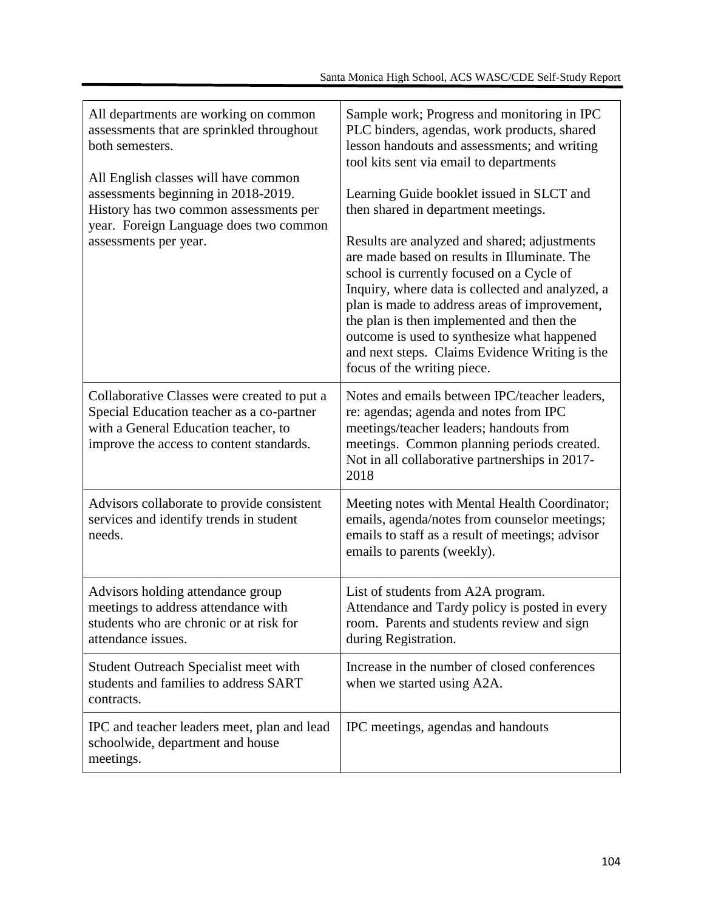| | |
|---|---|
| All departments are working on common assessments that are sprinkled throughout both semesters.<br><br>All English classes will have common assessments beginning in 2018-2019. History has two common assessments per year. Foreign Language does two common assessments per year. | Sample work; Progress and monitoring in IPC PLC binders, agendas, work products, shared lesson handouts and assessments; and writing tool kits sent via email to departments<br><br>Learning Guide booklet issued in SLCT and then shared in department meetings.<br><br>Results are analyzed and shared; adjustments are made based on results in Illuminate. The school is currently focused on a Cycle of Inquiry, where data is collected and analyzed, a plan is made to address areas of improvement, the plan is then implemented and then the outcome is used to synthesize what happened and next steps. Claims Evidence Writing is the focus of the writing piece. |
| Collaborative Classes were created to put a Special Education teacher as a co-partner with a General Education teacher, to improve the access to content standards. | Notes and emails between IPC/teacher leaders, re: agendas; agenda and notes from IPC meetings/teacher leaders; handouts from meetings. Common planning periods created. Not in all collaborative partnerships in 2017-2018 |
| Advisors collaborate to provide consistent services and identify trends in student needs. | Meeting notes with Mental Health Coordinator; emails, agenda/notes from counselor meetings; emails to staff as a result of meetings; advisor emails to parents (weekly). |
| Advisors holding attendance group meetings to address attendance with students who are chronic or at risk for attendance issues. | List of students from A2A program. Attendance and Tardy policy is posted in every room. Parents and students review and sign during Registration. |
| Student Outreach Specialist meet with students and families to address SART contracts. | Increase in the number of closed conferences when we started using A2A. |
| IPC and teacher leaders meet, plan and lead schoolwide, department and house meetings. | IPC meetings, agendas and handouts |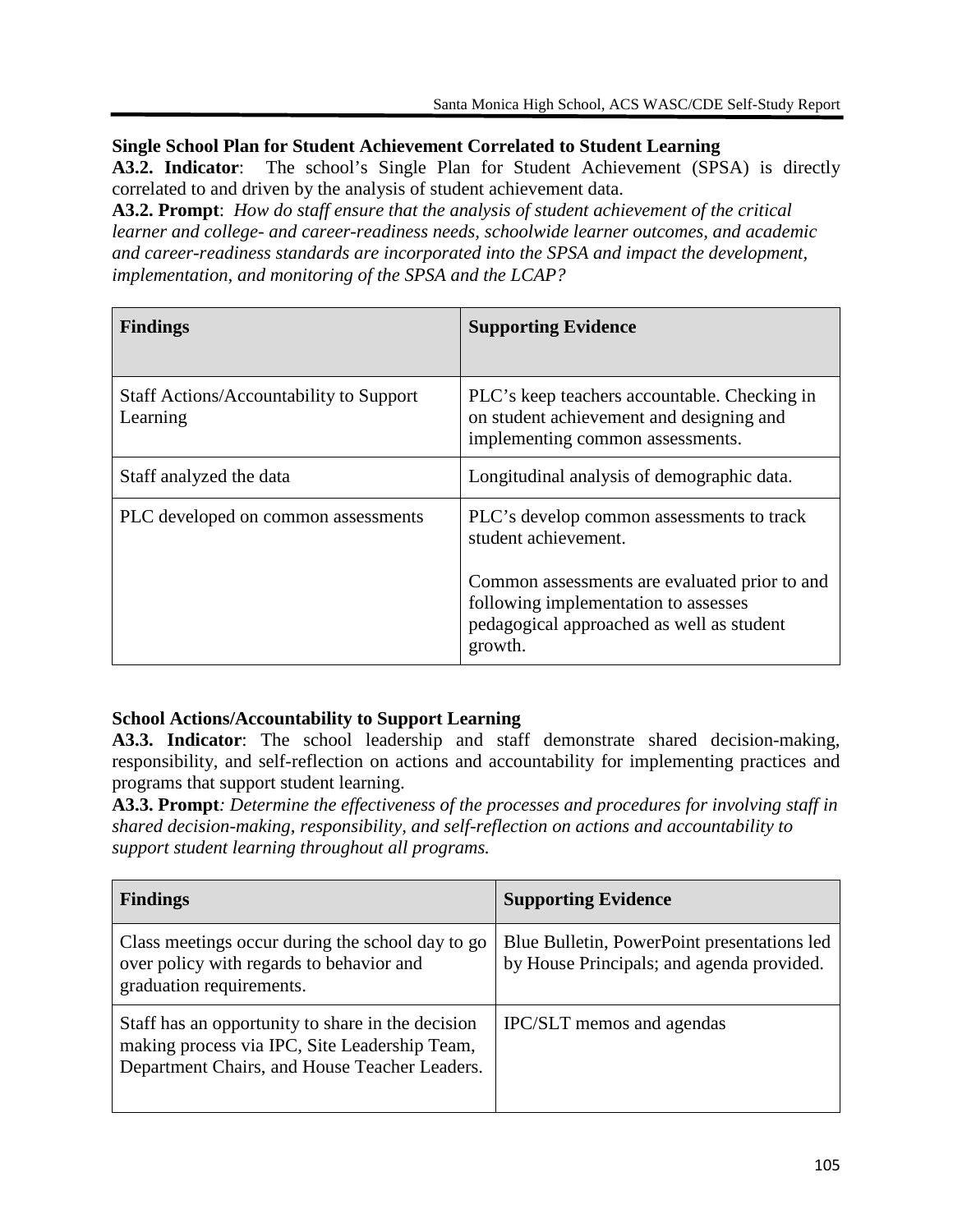**Single School Plan for Student Achievement Correlated to Student Learning**

**A3.2. Indicator**: The school's Single Plan for Student Achievement (SPSA) is directly correlated to and driven by the analysis of student achievement data.

**A3.2. Prompt**: *How do staff ensure that the analysis of student achievement of the critical learner and college- and career-readiness needs, schoolwide learner outcomes, and academic and career-readiness standards are incorporated into the SPSA and impact the development, implementation, and monitoring of the SPSA and the LCAP?*

| **Findings** | **Supporting Evidence** |
|---|---|
| Staff Actions/Accountability to Support Learning | PLC's keep teachers accountable. Checking in on student achievement and designing and implementing common assessments. |
| Staff analyzed the data | Longitudinal analysis of demographic data. |
| PLC developed on common assessments | PLC's develop common assessments to track student achievement.<br><br>Common assessments are evaluated prior to and following implementation to assesses pedagogical approached as well as student growth. |

**School Actions/Accountability to Support Learning**

**A3.3. Indicator**: The school leadership and staff demonstrate shared decision-making, responsibility, and self-reflection on actions and accountability for implementing practices and programs that support student learning.

**A3.3. Prompt**: *Determine the effectiveness of the processes and procedures for involving staff in shared decision-making, responsibility, and self-reflection on actions and accountability to support student learning throughout all programs.*

| **Findings** | **Supporting Evidence** |
|---|---|
| Class meetings occur during the school day to go over policy with regards to behavior and graduation requirements. | Blue Bulletin, PowerPoint presentations led by House Principals; and agenda provided. |
| Staff has an opportunity to share in the decision making process via IPC, Site Leadership Team, Department Chairs, and House Teacher Leaders. | IPC/SLT memos and agendas |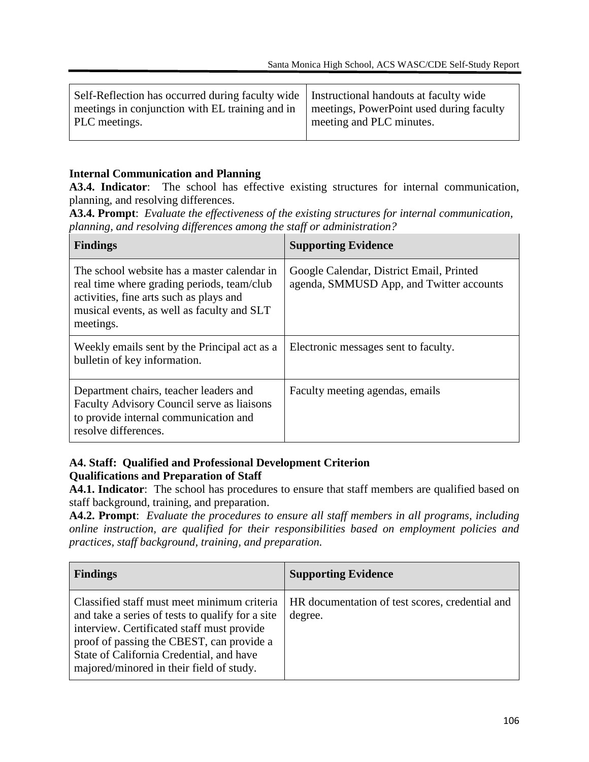| | |
|---|---|
| Self-Reflection has occurred during faculty wide meetings in conjunction with EL training and in PLC meetings. | Instructional handouts at faculty wide meetings, PowerPoint used during faculty meeting and PLC minutes. |

**Internal Communication and Planning**

**A3.4. Indicator**: The school has effective existing structures for internal communication, planning, and resolving differences.

**A3.4. Prompt**: *Evaluate the effectiveness of the existing structures for internal communication, planning, and resolving differences among the staff or administration?*

| Findings | Supporting Evidence |
|---|---|
| The school website has a master calendar in real time where grading periods, team/club activities, fine arts such as plays and musical events, as well as faculty and SLT meetings. | Google Calendar, District Email, Printed agenda, SMMUSD App, and Twitter accounts |
| Weekly emails sent by the Principal act as a bulletin of key information. | Electronic messages sent to faculty. |
| Department chairs, teacher leaders and Faculty Advisory Council serve as liaisons to provide internal communication and resolve differences. | Faculty meeting agendas, emails |

**A4. Staff: Qualified and Professional Development Criterion**

**Qualifications and Preparation of Staff**

**A4.1. Indicator**: The school has procedures to ensure that staff members are qualified based on staff background, training, and preparation.

**A4.2. Prompt**: *Evaluate the procedures to ensure all staff members in all programs, including online instruction, are qualified for their responsibilities based on employment policies and practices, staff background, training, and preparation.*

| Findings | Supporting Evidence |
|---|---|
| Classified staff must meet minimum criteria and take a series of tests to qualify for a site interview. Certificated staff must provide proof of passing the CBEST, can provide a State of California Credential, and have majored/minored in their field of study. | HR documentation of test scores, credential and degree. |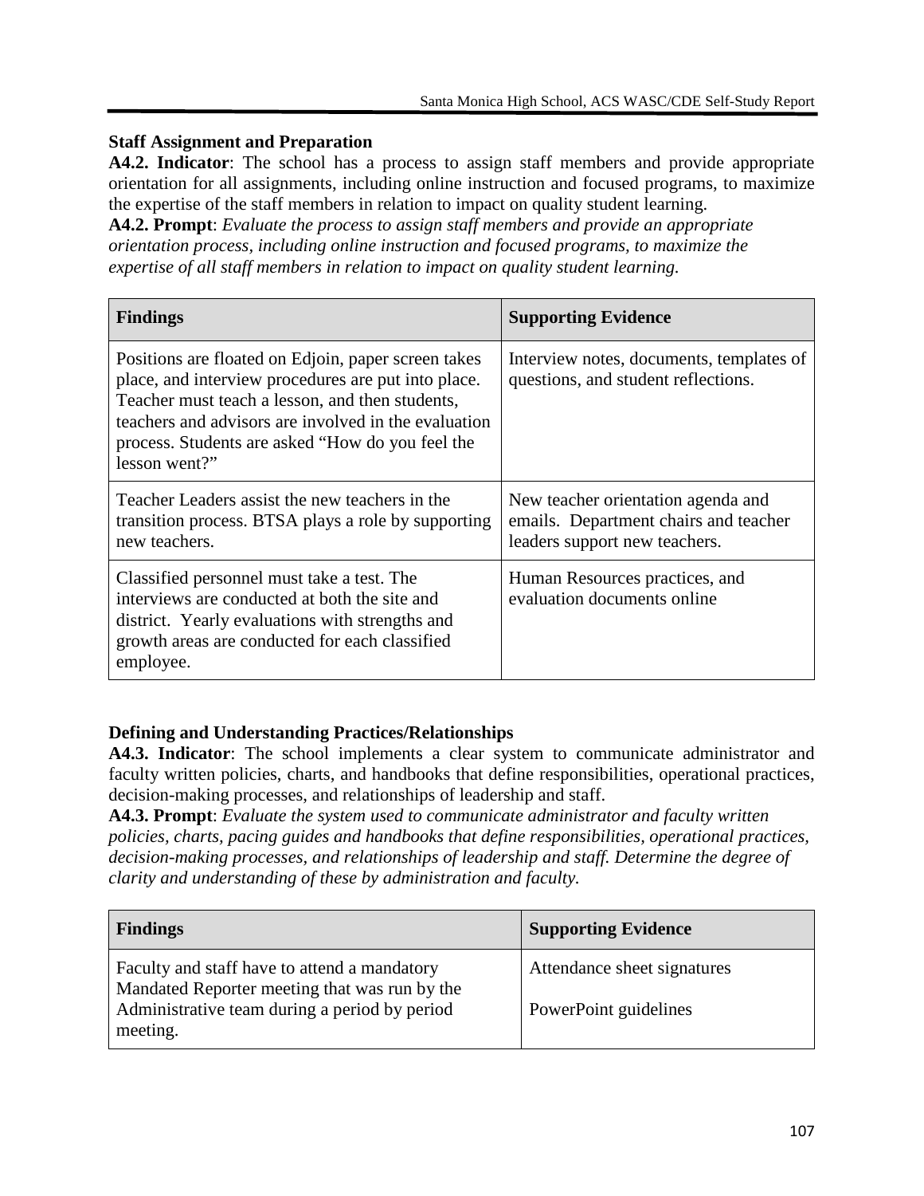**Staff Assignment and Preparation**

**A4.2. Indicator**: The school has a process to assign staff members and provide appropriate orientation for all assignments, including online instruction and focused programs, to maximize the expertise of the staff members in relation to impact on quality student learning.

**A4.2. Prompt**: *Evaluate the process to assign staff members and provide an appropriate orientation process, including online instruction and focused programs, to maximize the expertise of all staff members in relation to impact on quality student learning.*

| Findings | Supporting Evidence |
|---|---|
| Positions are floated on Edjoin, paper screen takes place, and interview procedures are put into place. Teacher must teach a lesson, and then students, teachers and advisors are involved in the evaluation process. Students are asked "How do you feel the lesson went?" | Interview notes, documents, templates of questions, and student reflections. |
| Teacher Leaders assist the new teachers in the transition process. BTSA plays a role by supporting new teachers. | New teacher orientation agenda and emails. Department chairs and teacher leaders support new teachers. |
| Classified personnel must take a test. The interviews are conducted at both the site and district. Yearly evaluations with strengths and growth areas are conducted for each classified employee. | Human Resources practices, and evaluation documents online |

**Defining and Understanding Practices/Relationships**

**A4.3. Indicator**: The school implements a clear system to communicate administrator and faculty written policies, charts, and handbooks that define responsibilities, operational practices, decision-making processes, and relationships of leadership and staff.

**A4.3. Prompt**: *Evaluate the system used to communicate administrator and faculty written policies, charts, pacing guides and handbooks that define responsibilities, operational practices, decision-making processes, and relationships of leadership and staff. Determine the degree of clarity and understanding of these by administration and faculty.*

| Findings | Supporting Evidence |
|---|---|
| Faculty and staff have to attend a mandatory Mandated Reporter meeting that was run by the Administrative team during a period by period meeting. | Attendance sheet signatures<br><br>PowerPoint guidelines |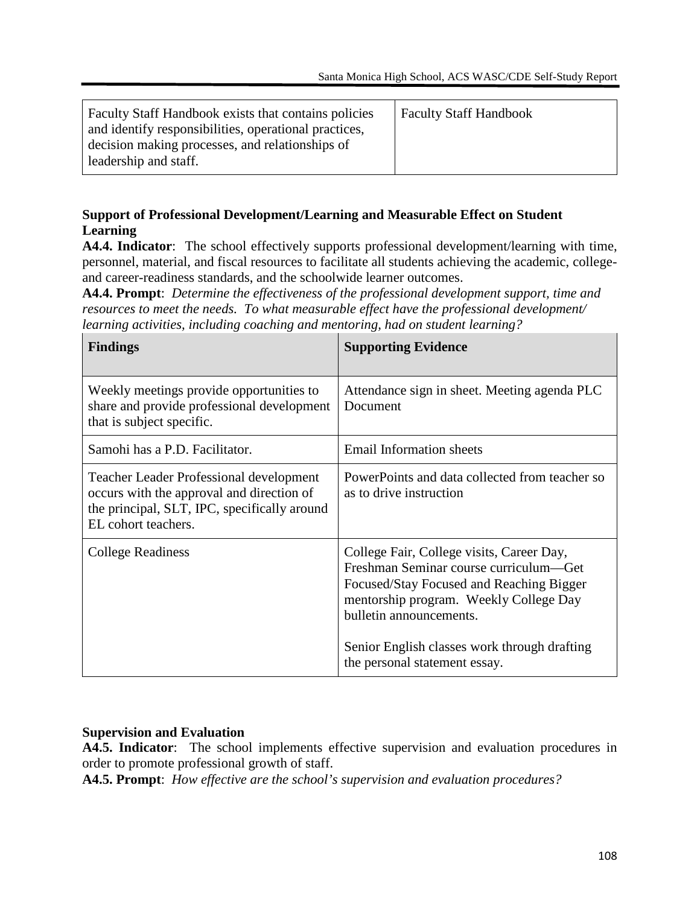| | |
|---|---|
| Faculty Staff Handbook exists that contains policies and identify responsibilities, operational practices, decision making processes, and relationships of leadership and staff. | Faculty Staff Handbook |

**Support of Professional Development/Learning and Measurable Effect on Student Learning**

**A4.4. Indicator**: The school effectively supports professional development/learning with time, personnel, material, and fiscal resources to facilitate all students achieving the academic, college- and career-readiness standards, and the schoolwide learner outcomes.

**A4.4. Prompt**: *Determine the effectiveness of the professional development support, time and resources to meet the needs. To what measurable effect have the professional development/ learning activities, including coaching and mentoring, had on student learning?*

| **Findings** | **Supporting Evidence** |
|---|---|
| Weekly meetings provide opportunities to share and provide professional development that is subject specific. | Attendance sign in sheet. Meeting agenda PLC Document |
| Samohi has a P.D. Facilitator. | Email Information sheets |
| Teacher Leader Professional development occurs with the approval and direction of the principal, SLT, IPC, specifically around EL cohort teachers. | PowerPoints and data collected from teacher so as to drive instruction |
| College Readiness | College Fair, College visits, Career Day, Freshman Seminar course curriculum—Get Focused/Stay Focused and Reaching Bigger mentorship program. Weekly College Day bulletin announcements.<br><br>Senior English classes work through drafting the personal statement essay. |

**Supervision and Evaluation**

**A4.5. Indicator**: The school implements effective supervision and evaluation procedures in order to promote professional growth of staff.

**A4.5. Prompt**: *How effective are the school's supervision and evaluation procedures?*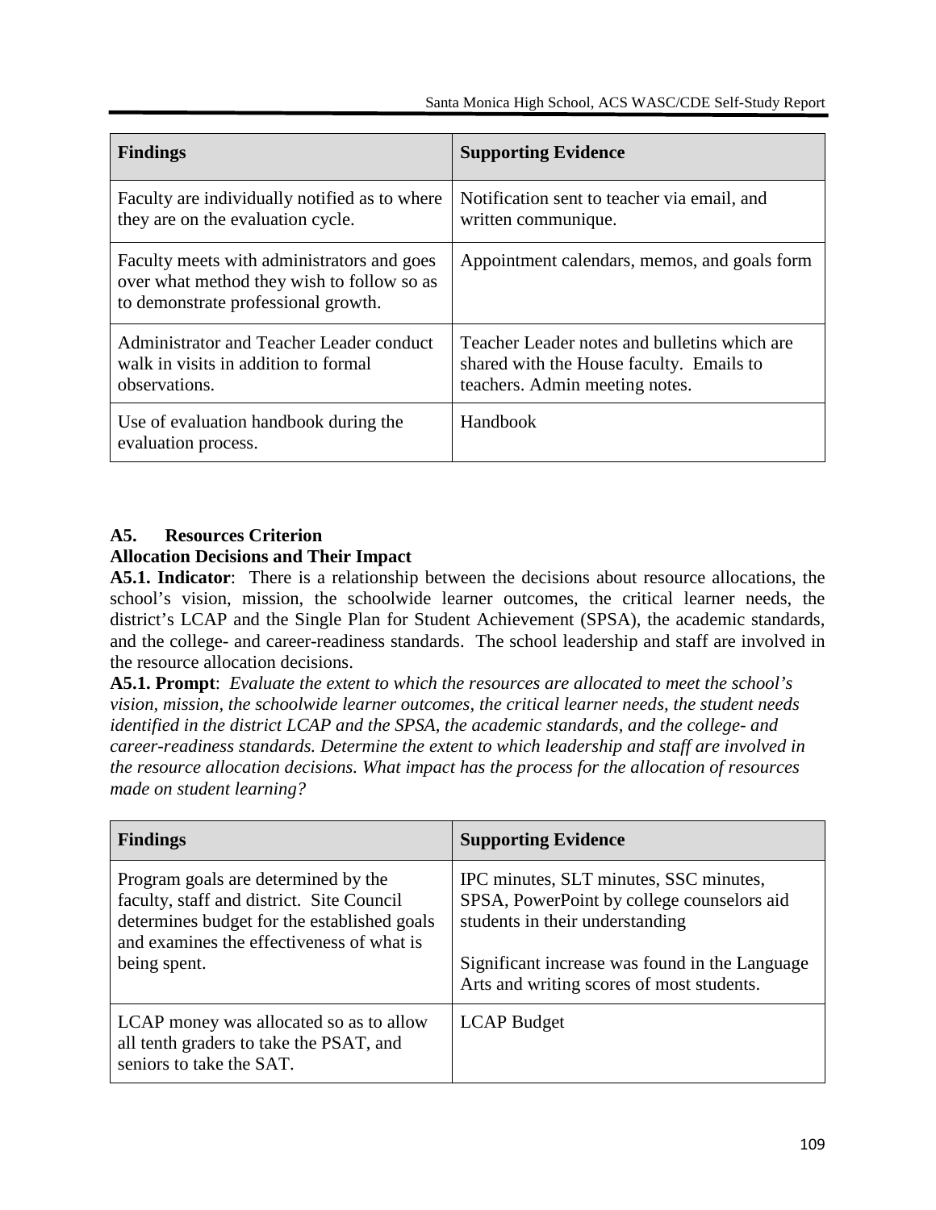| Findings | Supporting Evidence |
|---|---|
| Faculty are individually notified as to where they are on the evaluation cycle. | Notification sent to teacher via email, and written communique. |
| Faculty meets with administrators and goes over what method they wish to follow so as to demonstrate professional growth. | Appointment calendars, memos, and goals form |
| Administrator and Teacher Leader conduct walk in visits in addition to formal observations. | Teacher Leader notes and bulletins which are shared with the House faculty. Emails to teachers. Admin meeting notes. |
| Use of evaluation handbook during the evaluation process. | Handbook |

### A5. Resources Criterion

**Allocation Decisions and Their Impact**

**A5.1. Indicator**: There is a relationship between the decisions about resource allocations, the school's vision, mission, the schoolwide learner outcomes, the critical learner needs, the district's LCAP and the Single Plan for Student Achievement (SPSA), the academic standards, and the college- and career-readiness standards. The school leadership and staff are involved in the resource allocation decisions.

**A5.1. Prompt**: *Evaluate the extent to which the resources are allocated to meet the school's vision, mission, the schoolwide learner outcomes, the critical learner needs, the student needs identified in the district LCAP and the SPSA, the academic standards, and the college- and career-readiness standards. Determine the extent to which leadership and staff are involved in the resource allocation decisions. What impact has the process for the allocation of resources made on student learning?*

| Findings | Supporting Evidence |
|---|---|
| Program goals are determined by the faculty, staff and district. Site Council determines budget for the established goals and examines the effectiveness of what is being spent. | IPC minutes, SLT minutes, SSC minutes, SPSA, PowerPoint by college counselors aid students in their understanding<br><br>Significant increase was found in the Language Arts and writing scores of most students. |
| LCAP money was allocated so as to allow all tenth graders to take the PSAT, and seniors to take the SAT. | LCAP Budget |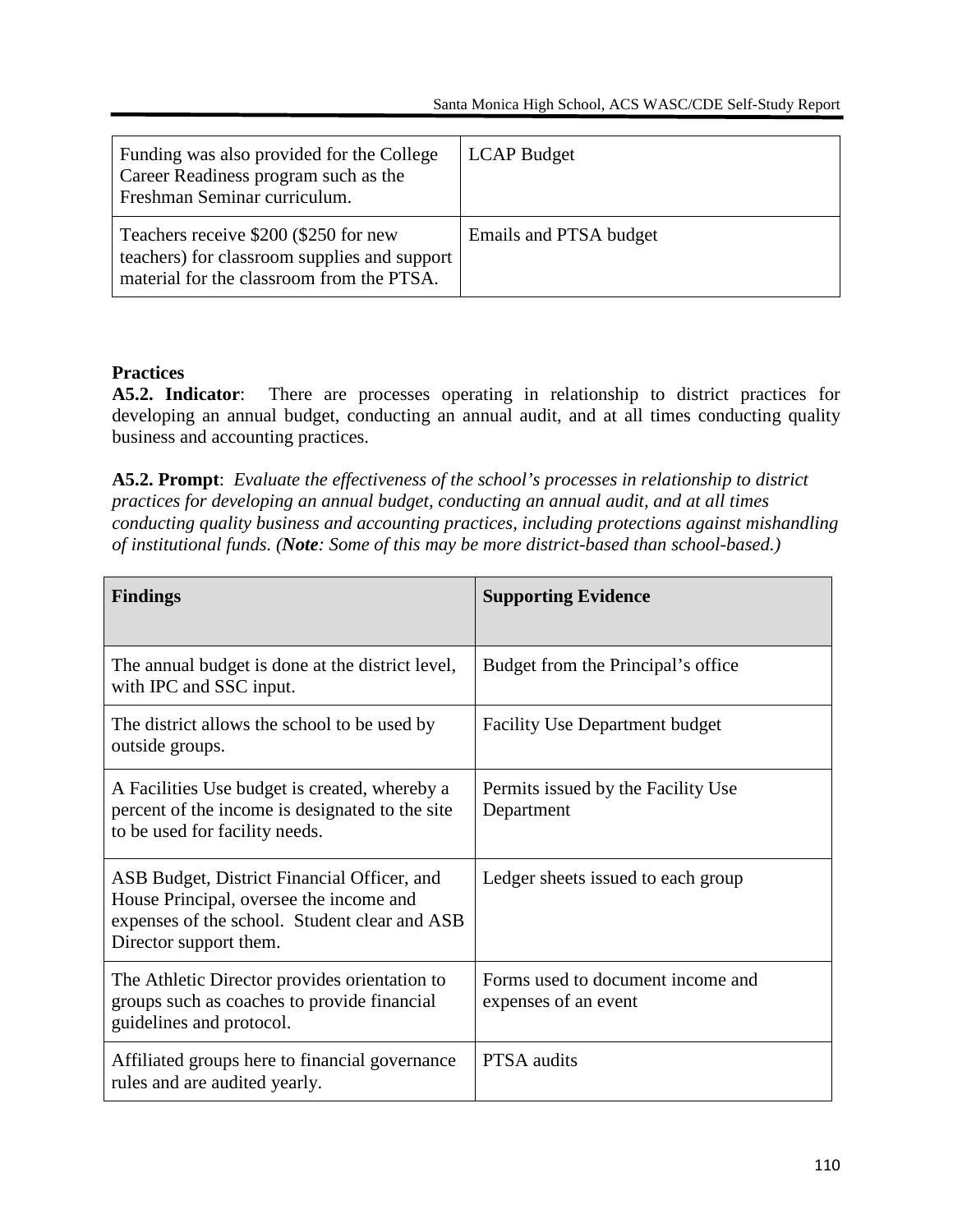| | |
|---|---|
| Funding was also provided for the College Career Readiness program such as the Freshman Seminar curriculum. | LCAP Budget |
| Teachers receive \$200 (\$250 for new teachers) for classroom supplies and support material for the classroom from the PTSA. | Emails and PTSA budget |

**Practices**

**A5.2. Indicator**: There are processes operating in relationship to district practices for developing an annual budget, conducting an annual audit, and at all times conducting quality business and accounting practices.

**A5.2. Prompt**: *Evaluate the effectiveness of the school's processes in relationship to district practices for developing an annual budget, conducting an annual audit, and at all times conducting quality business and accounting practices, including protections against mishandling of institutional funds. (**Note**: Some of this may be more district-based than school-based.)*

| Findings | Supporting Evidence |
|---|---|
| The annual budget is done at the district level, with IPC and SSC input. | Budget from the Principal's office |
| The district allows the school to be used by outside groups. | Facility Use Department budget |
| A Facilities Use budget is created, whereby a percent of the income is designated to the site to be used for facility needs. | Permits issued by the Facility Use Department |
| ASB Budget, District Financial Officer, and House Principal, oversee the income and expenses of the school. Student clear and ASB Director support them. | Ledger sheets issued to each group |
| The Athletic Director provides orientation to groups such as coaches to provide financial guidelines and protocol. | Forms used to document income and expenses of an event |
| Affiliated groups here to financial governance rules and are audited yearly. | PTSA audits |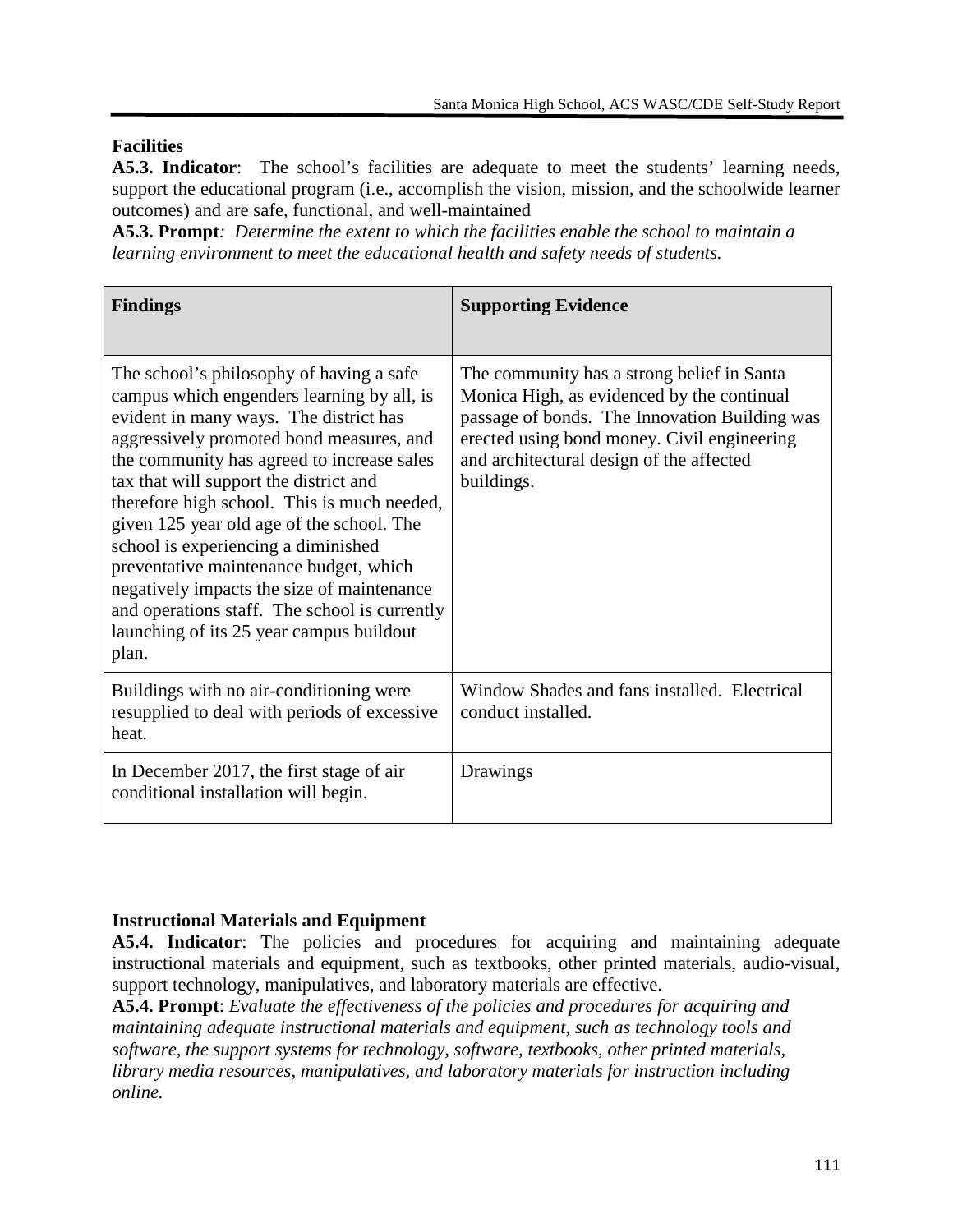**Facilities**

**A5.3. Indicator**: The school's facilities are adequate to meet the students' learning needs, support the educational program (i.e., accomplish the vision, mission, and the schoolwide learner outcomes) and are safe, functional, and well-maintained

**A5.3. Prompt***: Determine the extent to which the facilities enable the school to maintain a learning environment to meet the educational health and safety needs of students.*

| **Findings** | **Supporting Evidence** |
|---|---|
| The school's philosophy of having a safe campus which engenders learning by all, is evident in many ways. The district has aggressively promoted bond measures, and the community has agreed to increase sales tax that will support the district and therefore high school. This is much needed, given 125 year old age of the school. The school is experiencing a diminished preventative maintenance budget, which negatively impacts the size of maintenance and operations staff. The school is currently launching of its 25 year campus buildout plan. | The community has a strong belief in Santa Monica High, as evidenced by the continual passage of bonds. The Innovation Building was erected using bond money. Civil engineering and architectural design of the affected buildings. |
| Buildings with no air-conditioning were resupplied to deal with periods of excessive heat. | Window Shades and fans installed. Electrical conduct installed. |
| In December 2017, the first stage of air conditional installation will begin. | Drawings |

**Instructional Materials and Equipment**

**A5.4. Indicator**: The policies and procedures for acquiring and maintaining adequate instructional materials and equipment, such as textbooks, other printed materials, audio-visual, support technology, manipulatives, and laboratory materials are effective.

**A5.4. Prompt**: *Evaluate the effectiveness of the policies and procedures for acquiring and maintaining adequate instructional materials and equipment, such as technology tools and software, the support systems for technology, software, textbooks, other printed materials, library media resources, manipulatives, and laboratory materials for instruction including online.*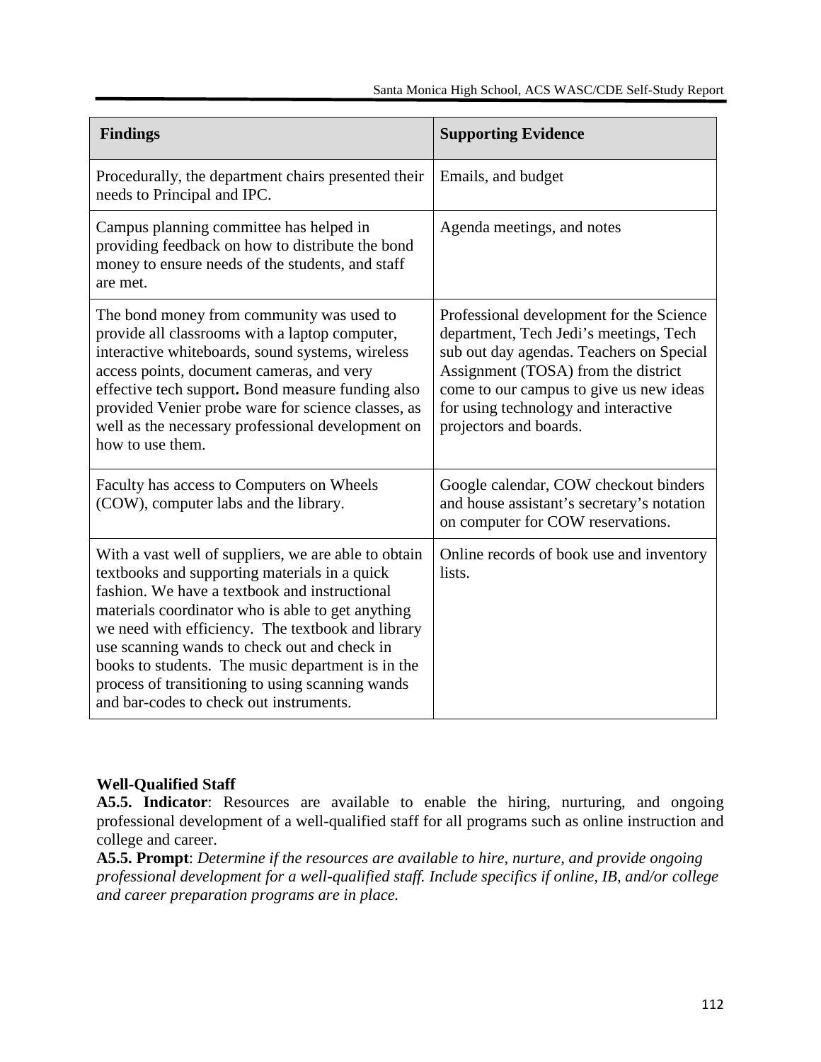| Findings | Supporting Evidence |
|---|---|
| Procedurally, the department chairs presented their needs to Principal and IPC. | Emails, and budget |
| Campus planning committee has helped in providing feedback on how to distribute the bond money to ensure needs of the students, and staff are met. | Agenda meetings, and notes |
| The bond money from community was used to provide all classrooms with a laptop computer, interactive whiteboards, sound systems, wireless access points, document cameras, and very effective tech support**.** Bond measure funding also provided Venier probe ware for science classes, as well as the necessary professional development on how to use them. | Professional development for the Science department, Tech Jedi's meetings, Tech sub out day agendas. Teachers on Special Assignment (TOSA) from the district come to our campus to give us new ideas for using technology and interactive projectors and boards. |
| Faculty has access to Computers on Wheels (COW), computer labs and the library. | Google calendar, COW checkout binders and house assistant's secretary's notation on computer for COW reservations. |
| With a vast well of suppliers, we are able to obtain textbooks and supporting materials in a quick fashion. We have a textbook and instructional materials coordinator who is able to get anything we need with efficiency. The textbook and library use scanning wands to check out and check in books to students. The music department is in the process of transitioning to using scanning wands and bar-codes to check out instruments. | Online records of book use and inventory lists. |

**Well-Qualified Staff**

**A5.5. Indicator**: Resources are available to enable the hiring, nurturing, and ongoing professional development of a well-qualified staff for all programs such as online instruction and college and career.

**A5.5. Prompt**: *Determine if the resources are available to hire, nurture, and provide ongoing professional development for a well-qualified staff. Include specifics if online, IB, and/or college and career preparation programs are in place.*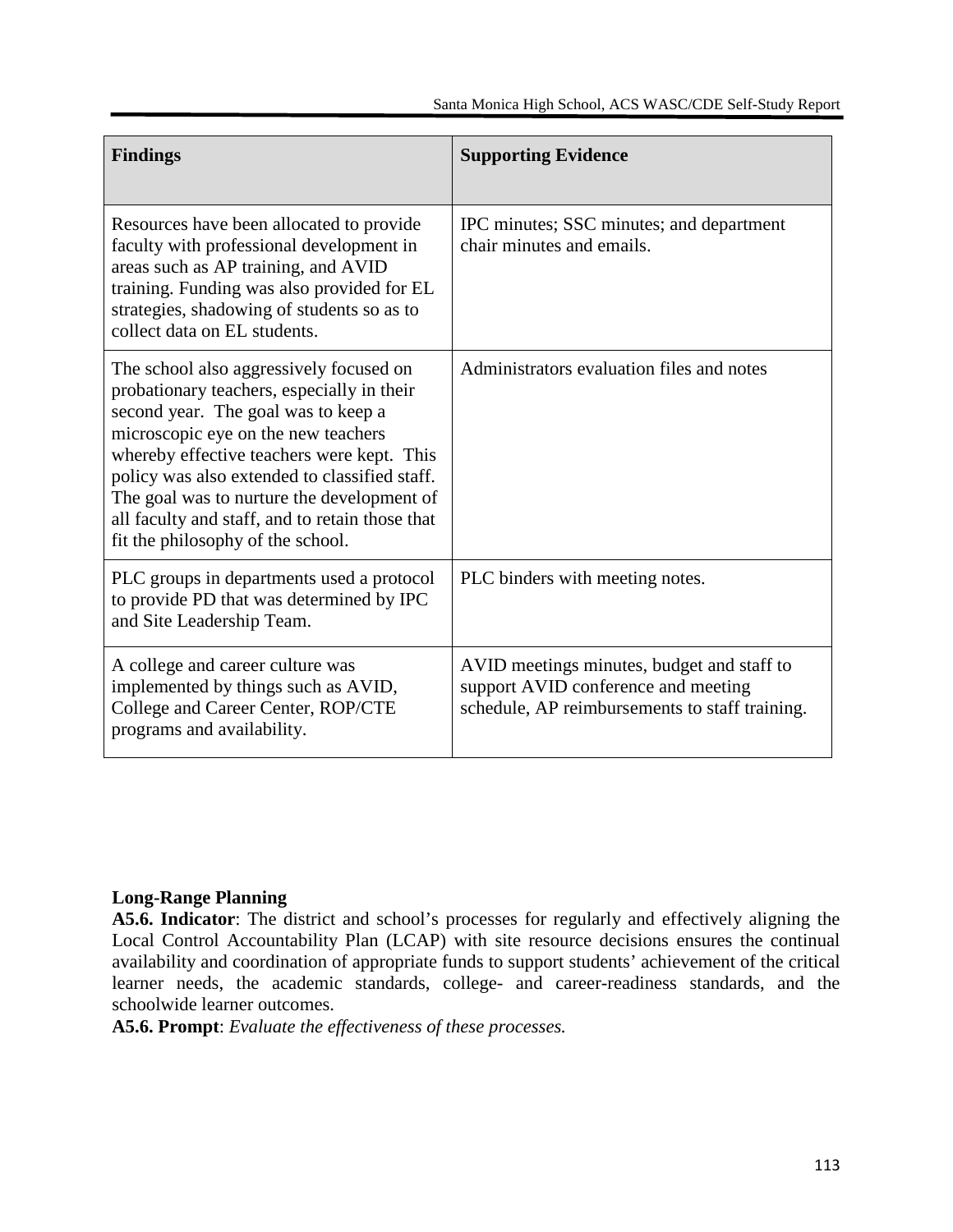| Findings | Supporting Evidence |
|---|---|
| Resources have been allocated to provide faculty with professional development in areas such as AP training, and AVID training. Funding was also provided for EL strategies, shadowing of students so as to collect data on EL students. | IPC minutes; SSC minutes; and department chair minutes and emails. |
| The school also aggressively focused on probationary teachers, especially in their second year. The goal was to keep a microscopic eye on the new teachers whereby effective teachers were kept. This policy was also extended to classified staff. The goal was to nurture the development of all faculty and staff, and to retain those that fit the philosophy of the school. | Administrators evaluation files and notes |
| PLC groups in departments used a protocol to provide PD that was determined by IPC and Site Leadership Team. | PLC binders with meeting notes. |
| A college and career culture was implemented by things such as AVID, College and Career Center, ROP/CTE programs and availability. | AVID meetings minutes, budget and staff to support AVID conference and meeting schedule, AP reimbursements to staff training. |

**Long-Range Planning**

**A5.6. Indicator**: The district and school's processes for regularly and effectively aligning the Local Control Accountability Plan (LCAP) with site resource decisions ensures the continual availability and coordination of appropriate funds to support students' achievement of the critical learner needs, the academic standards, college- and career-readiness standards, and the schoolwide learner outcomes.

**A5.6. Prompt**: *Evaluate the effectiveness of these processes.*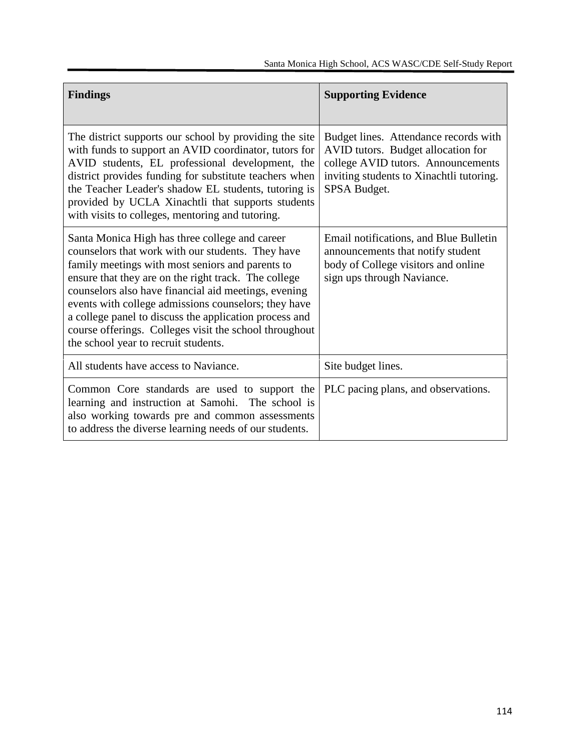| Findings | Supporting Evidence |
|---|---|
| The district supports our school by providing the site with funds to support an AVID coordinator, tutors for AVID students, EL professional development, the district provides funding for substitute teachers when the Teacher Leader's shadow EL students, tutoring is provided by UCLA Xinachtli that supports students with visits to colleges, mentoring and tutoring. | Budget lines. Attendance records with AVID tutors. Budget allocation for college AVID tutors. Announcements inviting students to Xinachtli tutoring. SPSA Budget. |
| Santa Monica High has three college and career counselors that work with our students. They have family meetings with most seniors and parents to ensure that they are on the right track. The college counselors also have financial aid meetings, evening events with college admissions counselors; they have a college panel to discuss the application process and course offerings. Colleges visit the school throughout the school year to recruit students. | Email notifications, and Blue Bulletin announcements that notify student body of College visitors and online sign ups through Naviance. |
| All students have access to Naviance. | Site budget lines. |
| Common Core standards are used to support the learning and instruction at Samohi. The school is also working towards pre and common assessments to address the diverse learning needs of our students. | PLC pacing plans, and observations. |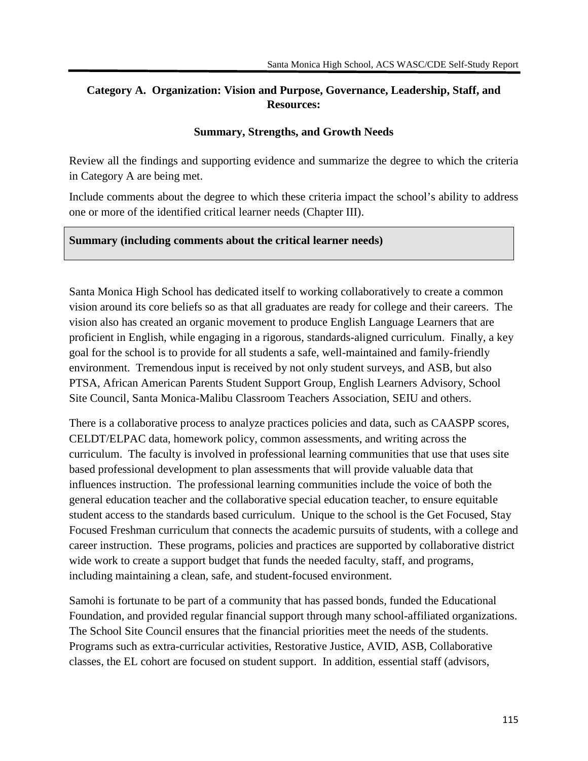## Category A. Organization: Vision and Purpose, Governance, Leadership, Staff, and Resources:

### Summary, Strengths, and Growth Needs

Review all the findings and supporting evidence and summarize the degree to which the criteria in Category A are being met.

Include comments about the degree to which these criteria impact the school's ability to address one or more of the identified critical learner needs (Chapter III).

**Summary (including comments about the critical learner needs)**

Santa Monica High School has dedicated itself to working collaboratively to create a common vision around its core beliefs so as that all graduates are ready for college and their careers. The vision also has created an organic movement to produce English Language Learners that are proficient in English, while engaging in a rigorous, standards-aligned curriculum. Finally, a key goal for the school is to provide for all students a safe, well-maintained and family-friendly environment. Tremendous input is received by not only student surveys, and ASB, but also PTSA, African American Parents Student Support Group, English Learners Advisory, School Site Council, Santa Monica-Malibu Classroom Teachers Association, SEIU and others.

There is a collaborative process to analyze practices policies and data, such as CAASPP scores, CELDT/ELPAC data, homework policy, common assessments, and writing across the curriculum. The faculty is involved in professional learning communities that use that uses site based professional development to plan assessments that will provide valuable data that influences instruction. The professional learning communities include the voice of both the general education teacher and the collaborative special education teacher, to ensure equitable student access to the standards based curriculum. Unique to the school is the Get Focused, Stay Focused Freshman curriculum that connects the academic pursuits of students, with a college and career instruction. These programs, policies and practices are supported by collaborative district wide work to create a support budget that funds the needed faculty, staff, and programs, including maintaining a clean, safe, and student-focused environment.

Samohi is fortunate to be part of a community that has passed bonds, funded the Educational Foundation, and provided regular financial support through many school-affiliated organizations. The School Site Council ensures that the financial priorities meet the needs of the students. Programs such as extra-curricular activities, Restorative Justice, AVID, ASB, Collaborative classes, the EL cohort are focused on student support. In addition, essential staff (advisors,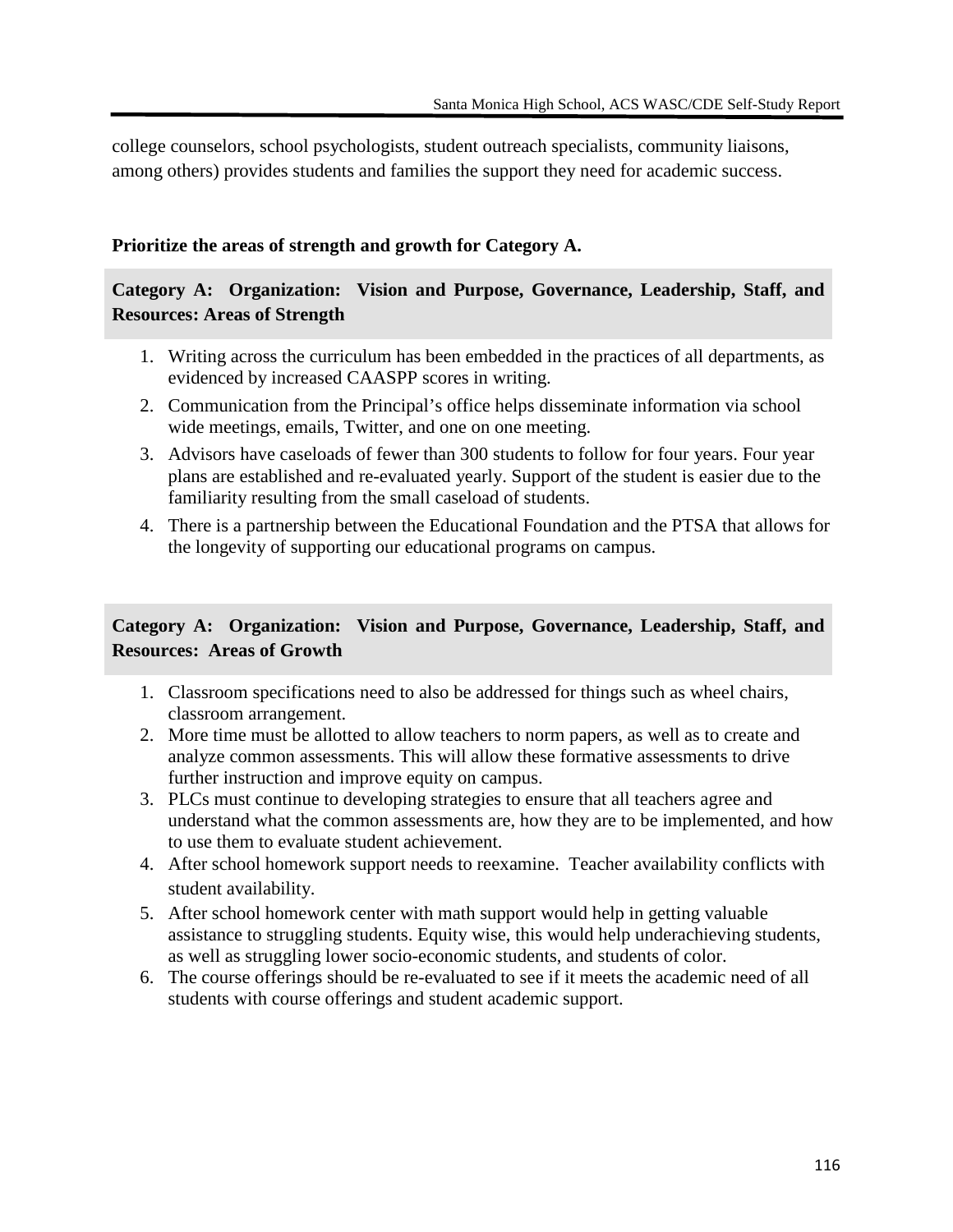college counselors, school psychologists, student outreach specialists, community liaisons, among others) provides students and families the support they need for academic success.

**Prioritize the areas of strength and growth for Category A.**

**Category A: Organization: Vision and Purpose, Governance, Leadership, Staff, and Resources: Areas of Strength**

1. Writing across the curriculum has been embedded in the practices of all departments, as evidenced by increased CAASPP scores in writing.
2. Communication from the Principal's office helps disseminate information via school wide meetings, emails, Twitter, and one on one meeting.
3. Advisors have caseloads of fewer than 300 students to follow for four years. Four year plans are established and re-evaluated yearly. Support of the student is easier due to the familiarity resulting from the small caseload of students.
4. There is a partnership between the Educational Foundation and the PTSA that allows for the longevity of supporting our educational programs on campus.

**Category A: Organization: Vision and Purpose, Governance, Leadership, Staff, and Resources: Areas of Growth**

1. Classroom specifications need to also be addressed for things such as wheel chairs, classroom arrangement.
2. More time must be allotted to allow teachers to norm papers, as well as to create and analyze common assessments. This will allow these formative assessments to drive further instruction and improve equity on campus.
3. PLCs must continue to developing strategies to ensure that all teachers agree and understand what the common assessments are, how they are to be implemented, and how to use them to evaluate student achievement.
4. After school homework support needs to reexamine. Teacher availability conflicts with student availability.
5. After school homework center with math support would help in getting valuable assistance to struggling students. Equity wise, this would help underachieving students, as well as struggling lower socio-economic students, and students of color.
6. The course offerings should be re-evaluated to see if it meets the academic need of all students with course offerings and student academic support.